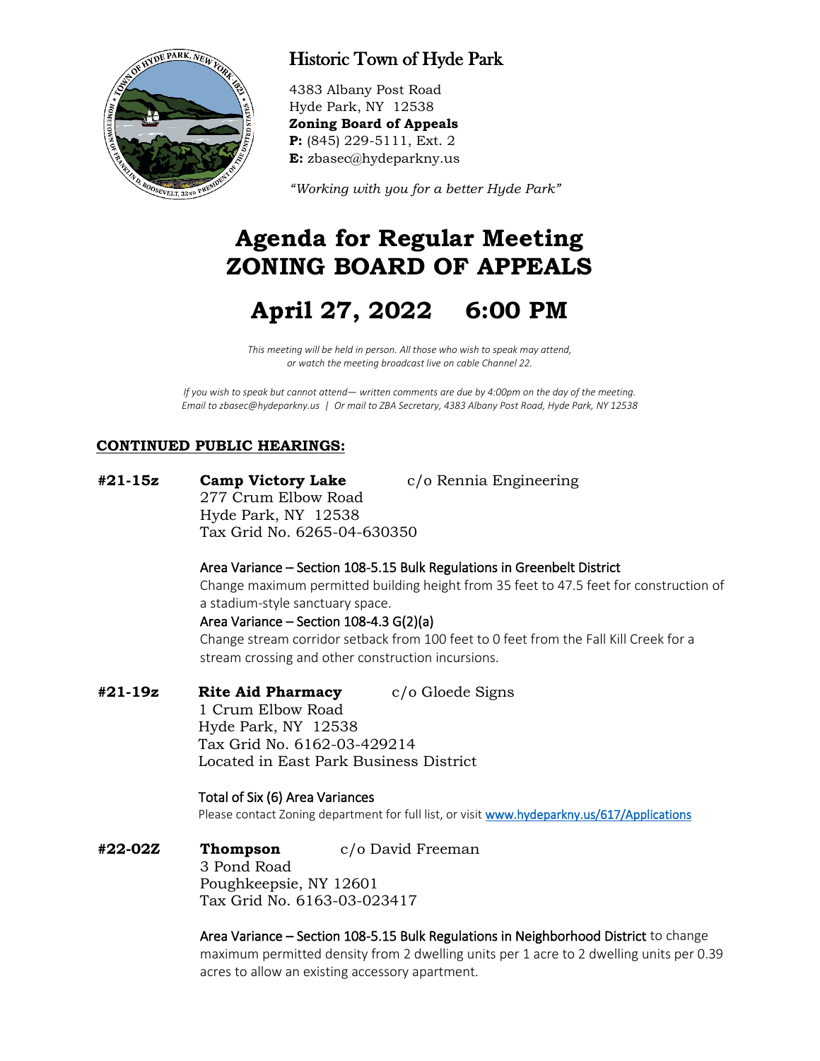# Historic Town of Hyde Park

4383 Albany Post Road
Hyde Park, NY 12538
**Zoning Board of Appeals**
**P:** (845) 229-5111, Ext. 2
**E:** zbasec@hydeparkny.us

*"Working with you for a better Hyde Park"*

# Agenda for Regular Meeting
# ZONING BOARD OF APPEALS

# April 27, 2022 6:00 PM

*This meeting will be held in person. All those who wish to speak may attend, or watch the meeting broadcast live on cable Channel 22.*

*If you wish to speak but cannot attend— written comments are due by 4:00pm on the day of the meeting. Email to zbasec@hydeparkny.us | Or mail to ZBA Secretary, 4383 Albany Post Road, Hyde Park, NY 12538*

## CONTINUED PUBLIC HEARINGS:

**#21-15z** **Camp Victory Lake** c/o Rennia Engineering
277 Crum Elbow Road
Hyde Park, NY 12538
Tax Grid No. 6265-04-630350

Area Variance – Section 108-5.15 Bulk Regulations in Greenbelt District
Change maximum permitted building height from 35 feet to 47.5 feet for construction of a stadium-style sanctuary space.

Area Variance – Section 108-4.3 G(2)(a)
Change stream corridor setback from 100 feet to 0 feet from the Fall Kill Creek for a stream crossing and other construction incursions.

**#21-19z** **Rite Aid Pharmacy** c/o Gloede Signs
1 Crum Elbow Road
Hyde Park, NY 12538
Tax Grid No. 6162-03-429214
Located in East Park Business District

Total of Six (6) Area Variances
Please contact Zoning department for full list, or visit www.hydeparkny.us/617/Applications

**#22-02Z** **Thompson** c/o David Freeman
3 Pond Road
Poughkeepsie, NY 12601
Tax Grid No. 6163-03-023417

Area Variance – Section 108-5.15 Bulk Regulations in Neighborhood District to change maximum permitted density from 2 dwelling units per 1 acre to 2 dwelling units per 0.39 acres to allow an existing accessory apartment.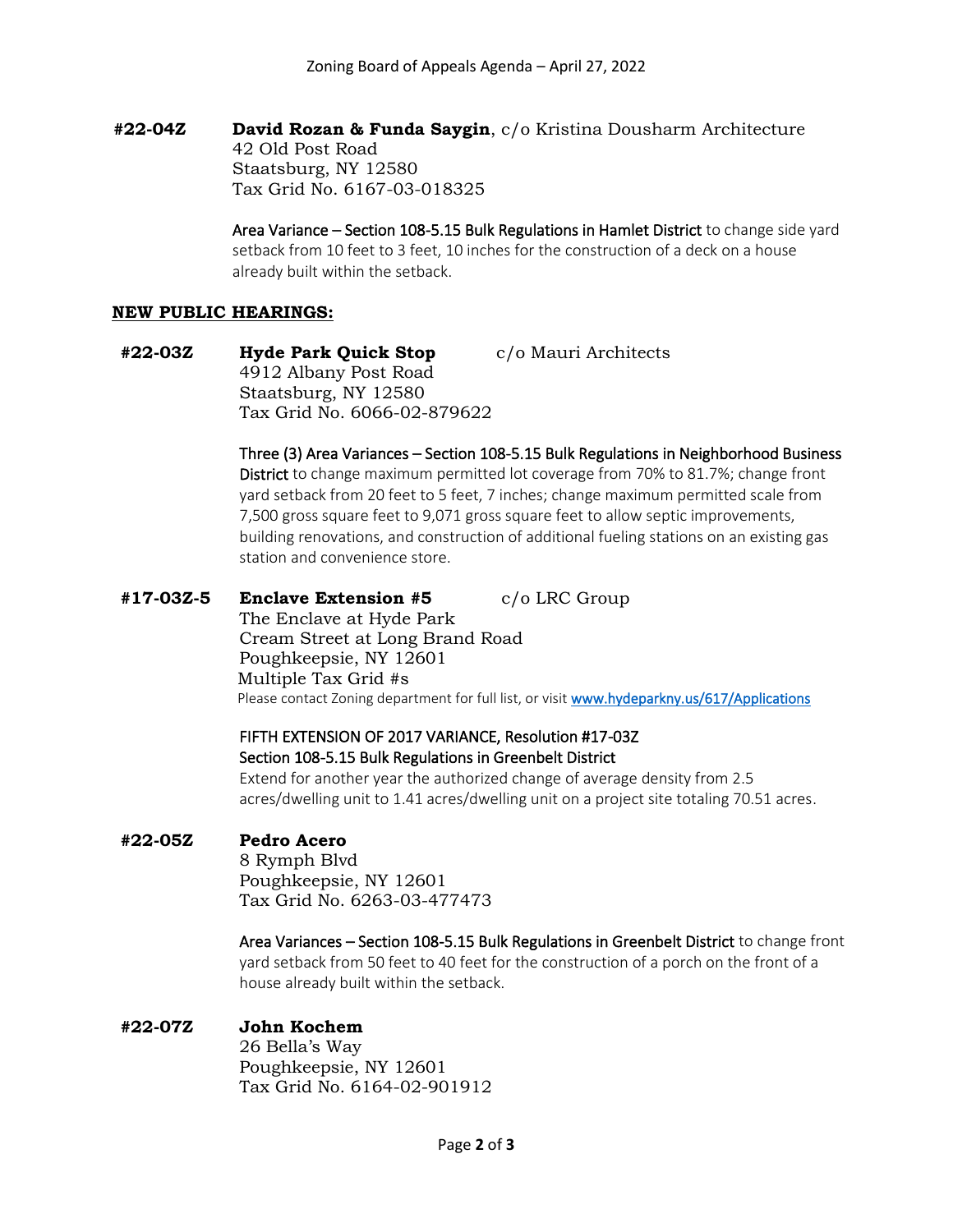**#22-04Z** **David Rozan & Funda Saygin**, c/o Kristina Dousharm Architecture
42 Old Post Road
Staatsburg, NY 12580
Tax Grid No. 6167-03-018325

Area Variance – Section 108-5.15 Bulk Regulations in Hamlet District to change side yard setback from 10 feet to 3 feet, 10 inches for the construction of a deck on a house already built within the setback.

## NEW PUBLIC HEARINGS:

**#22-03Z** **Hyde Park Quick Stop** c/o Mauri Architects
4912 Albany Post Road
Staatsburg, NY 12580
Tax Grid No. 6066-02-879622

Three (3) Area Variances – Section 108-5.15 Bulk Regulations in Neighborhood Business District to change maximum permitted lot coverage from 70% to 81.7%; change front yard setback from 20 feet to 5 feet, 7 inches; change maximum permitted scale from 7,500 gross square feet to 9,071 gross square feet to allow septic improvements, building renovations, and construction of additional fueling stations on an existing gas station and convenience store.

**#17-03Z-5** **Enclave Extension #5** c/o LRC Group
The Enclave at Hyde Park
Cream Street at Long Brand Road
Poughkeepsie, NY 12601
Multiple Tax Grid #s
Please contact Zoning department for full list, or visit www.hydeparkny.us/617/Applications

FIFTH EXTENSION OF 2017 VARIANCE, Resolution #17-03Z
Section 108-5.15 Bulk Regulations in Greenbelt District
Extend for another year the authorized change of average density from 2.5 acres/dwelling unit to 1.41 acres/dwelling unit on a project site totaling 70.51 acres.

**#22-05Z** **Pedro Acero**
8 Rymph Blvd
Poughkeepsie, NY 12601
Tax Grid No. 6263-03-477473

Area Variances – Section 108-5.15 Bulk Regulations in Greenbelt District to change front yard setback from 50 feet to 40 feet for the construction of a porch on the front of a house already built within the setback.

**#22-07Z** **John Kochem**
26 Bella's Way
Poughkeepsie, NY 12601
Tax Grid No. 6164-02-901912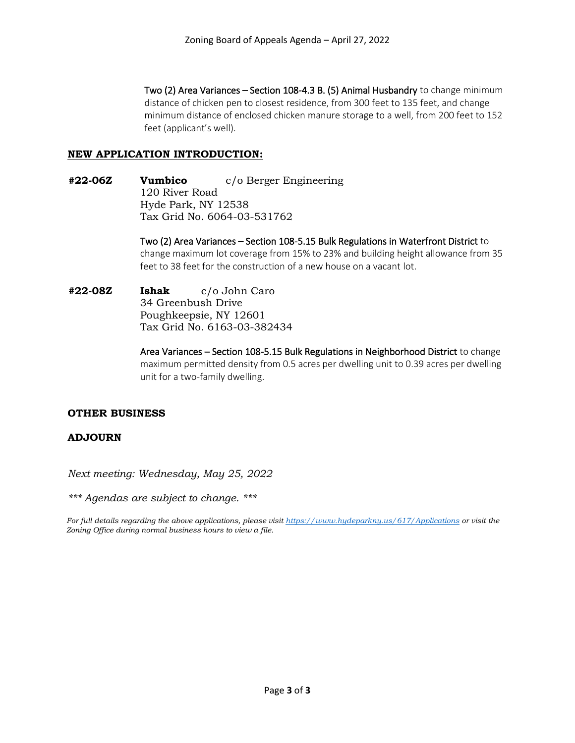**Two (2) Area Variances – Section 108-4.3 B. (5) Animal Husbandry** to change minimum distance of chicken pen to closest residence, from 300 feet to 135 feet, and change minimum distance of enclosed chicken manure storage to a well, from 200 feet to 152 feet (applicant's well).

## NEW APPLICATION INTRODUCTION:

**#22-06Z** **Vumbico** c/o Berger Engineering
120 River Road
Hyde Park, NY 12538
Tax Grid No. 6064-03-531762

**Two (2) Area Variances – Section 108-5.15 Bulk Regulations in Waterfront District** to change maximum lot coverage from 15% to 23% and building height allowance from 35 feet to 38 feet for the construction of a new house on a vacant lot.

**#22-08Z** **Ishak** c/o John Caro
34 Greenbush Drive
Poughkeepsie, NY 12601
Tax Grid No. 6163-03-382434

**Area Variances – Section 108-5.15 Bulk Regulations in Neighborhood District** to change maximum permitted density from 0.5 acres per dwelling unit to 0.39 acres per dwelling unit for a two-family dwelling.

## OTHER BUSINESS

## ADJOURN

*Next meeting: Wednesday, May 25, 2022*

*\*\*\* Agendas are subject to change. \*\*\**

*For full details regarding the above applications, please visit https://www.hydeparkny.us/617/Applications or visit the Zoning Office during normal business hours to view a file.*